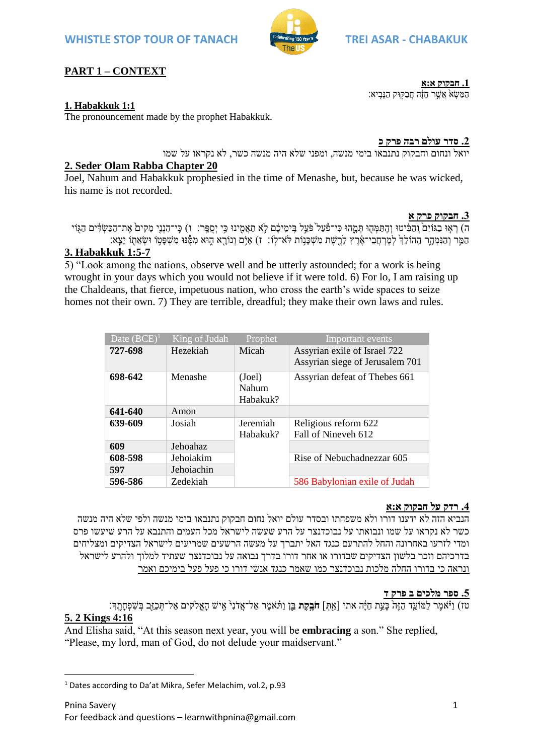## PART 1 – CONTEXT

**1. חבקוק א:א**

הַמַּשָּׂא אֲשֶׁר חָזָה חֲבַקּוּק הַנָּבִיא׃

**1. Habakkuk 1:1**

The pronouncement made by the prophet Habakkuk.

**2. סדר עולם רבה פרק כ**

יואל ונחום וחבקוק נתנבאו בימי מנשה, ומפני שלא היה מנשה כשר, לא נקראו על שמו

**2. Seder Olam Rabba Chapter 20**

Joel, Nahum and Habakkuk prophesied in the time of Menashe, but, because he was wicked, his name is not recorded.

**3. חבקוק פרק א**

ה) רְאוּ בַגּוֹיִם֙ וְהַבִּ֔יטוּ וְהִֽתַּמְּה֖וּ תְּמָ֑הוּ כִּי־פֹ֙עַל֙ פֹּעֵ֣ל בִּֽימֵיכֶ֔ם לֹ֥א תַאֲמִ֖ינוּ כִּ֥י יְסֻפָּֽר׃ ו) כִּֽי־הִנְנִ֤י מֵקִים֙ אֶת־הַכַּשְׂדִּ֔ים הַגּ֖וֹי הַמַּ֣ר וְהַנִּמְהָ֑ר הַהוֹלֵךְ֙ לְמֶרְחֲבֵי־אֶ֔רֶץ לָרֶ֖שֶׁת מִשְׁכָּנ֥וֹת לֹּא־לֽוֹ׃ ז) אָיֹ֥ם וְנוֹרָ֖א ה֑וּא מִמֶּ֕נּוּ מִשְׁפָּט֥וֹ וּשְׂאֵת֖וֹ יֵצֵֽא׃

**3. Habakkuk 1:5-7**

5) "Look among the nations, observe well and be utterly astounded; for a work is being wrought in your days which you would not believe if it were told. 6) For lo, I am raising up the Chaldeans, that fierce, impetuous nation, who cross the earth's wide spaces to seize homes not their own. 7) They are terrible, dreadful; they make their own laws and rules.

| Date (BCE)[1] | King of Judah | Prophet | Important events |
|---|---|---|---|
| **727-698** | Hezekiah | Micah | Assyrian exile of Israel 722<br>Assyrian siege of Jerusalem 701 |
| **698-642** | Menashe | (Joel)<br>Nahum<br>Habakuk? | Assyrian defeat of Thebes 661 |
| **641-640** | Amon | | |
| **639-609** | Josiah | Jeremiah<br>Habakuk? | Religious reform 622<br>Fall of Nineveh 612 |
| **609** | Jehoahaz | | |
| **608-598** | Jehoiakim | | Rise of Nebuchadnezzar 605 |
| **597** | Jehoiachin | | |
| **596-586** | Zedekiah | | 586 Babylonian exile of Judah |

**4. רדק על חבקוק א:א**

הנביא הזה לא ידענו דורו ולא משפחתו ובסדר עולם יואל נחום חבקוק נתנבאו בימי מנשה ולפי שלא היה מנשה כשר לא נקראו על שמו ונבואתו על נבוכדנצר על הרע שעשה לישראל מכל העמים והתנבא על הרע שיעשו פרס ומדי לזרעו באחרונה והחל להתרעם כנגד האל יתברך על מעשה הרשעים שמריעים לישראל הצדיקים ומצליחים בדרכיהם וזכר בלשון הצדיקים שבדורו או אחר דורו בדרך נבואה על נבוכדנצר שעתיד למלוך ולהרע לישראל ונראה כי בדורו החלה מלכות נבוכדנצר כמו שאמר כנגד אנשי דורו כי פעל פעל בימיכם ואמר

**5. ספר מלכים ב פרק ד**

טז) וַיֹּ֗אמֶר לַמּוֹעֵ֤ד הַזֶּה֙ כָּעֵ֣ת חַיָּ֔ה אתי [אַ֖תְּ] **חֹבֶ֣קֶת** בֵּ֑ן וַתֹּ֗אמֶר אַל־אֲדֹנִי֙ אִ֣ישׁ הָאֱלֹהִ֔ים אַל־תְּכַזֵּ֖ב בְּשִׁפְחָתֶֽךָ׃

**5. 2 Kings 4:16**

And Elisha said, "At this season next year, you will be **embracing** a son." She replied, "Please, my lord, man of God, do not delude your maidservant."

[1] Dates according to Da'at Mikra, Sefer Melachim, vol.2, p.93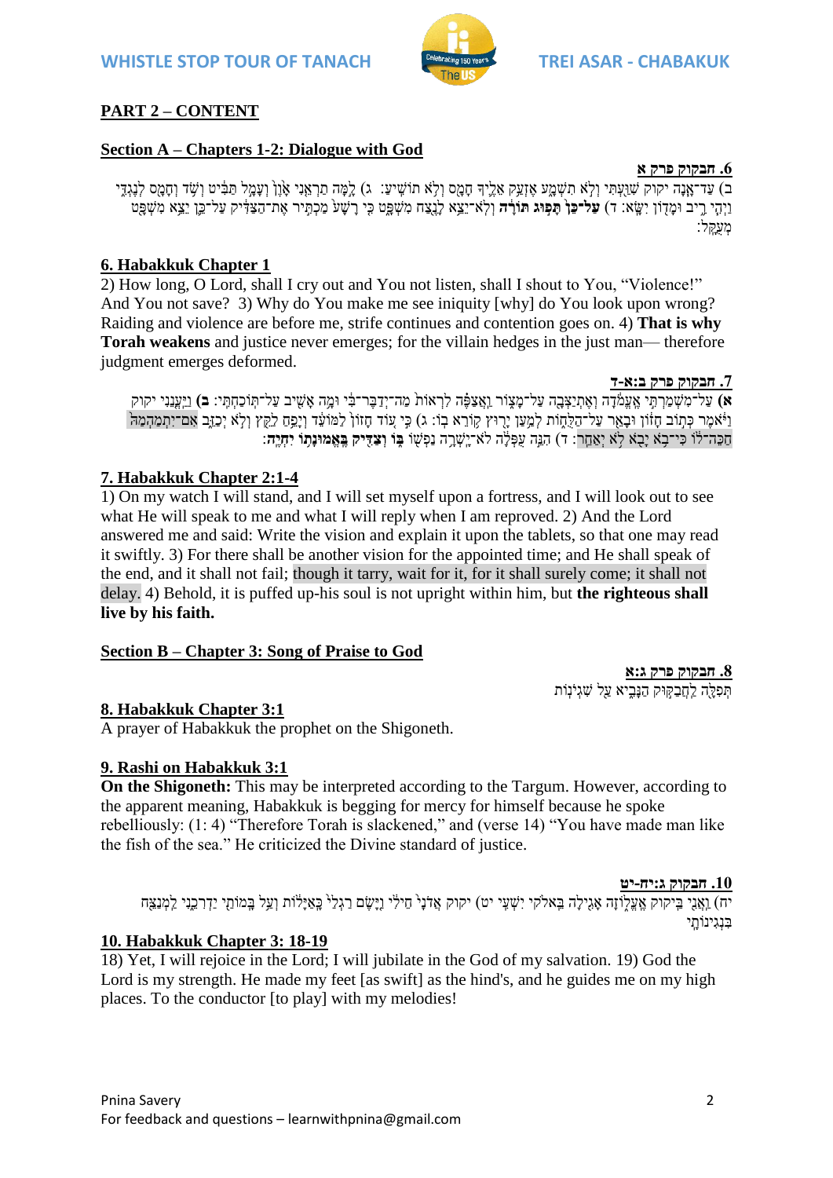## PART 2 – CONTENT

### Section A – Chapters 1-2: Dialogue with God

**6. חבקוק פרק א**

ב) עַד־אָנָה יקוק שִׁוַּעְתִּי וְלֹא תִשְׁמָע אֶזְעַק אֵלֶיךָ חָמָס וְלֹא תוֹשִׁיעַ: ג) לָמָּה תַרְאֵנִי אָוֶן וְעָמָל תַּבִּיט וְשֹׁד וְחָמָס לְנֶגְדִּי וַיְהִי רִיב וּמָדוֹן יִשָּׂא: ד) **עַל־כֵּן תָּפוּג תּוֹרָה** וְלֹא־יֵצֵא לָנֶצַח מִשְׁפָּט כִּי רָשָׁע מַכְתִּיר אֶת־הַצַּדִּיק עַל־כֵּן יֵצֵא מִשְׁפָּט מְעֻקָּל:

**6. Habakkuk Chapter 1**

2) How long, O Lord, shall I cry out and You not listen, shall I shout to You, "Violence!" And You not save? 3) Why do You make me see iniquity [why] do You look upon wrong? Raiding and violence are before me, strife continues and contention goes on. 4) **That is why Torah weakens** and justice never emerges; for the villain hedges in the just man— therefore judgment emerges deformed.

**7. חבקוק פרק ב:א-ד**

**א)** עַל־מִשְׁמַרְתִּי אֶעֱמֹדָה וְאֶתְיַצְּבָה עַל־מָצוֹר וַאֲצַפֶּה לִרְאוֹת מַה־יְדַבֶּר־בִּי וּמָה אָשִׁיב עַל־תּוֹכַחְתִּי: **ב)** וַיַּעֲנֵנִי יקוק וַיֹּאמֶר כְּתוֹב חָזוֹן וּבָאֵר עַל־הַלֻּחוֹת לְמַעַן יָרוּץ קוֹרֵא בוֹ: ג) כִּי עוֹד חָזוֹן לַמּוֹעֵד וְיָפֵחַ לַקֵּץ וְלֹא יְכַזֵּב אִם־יִתְמַהְמָהּ חַכֵּה־לוֹ כִּי־בֹא יָבֹא לֹא יְאַחֵר: ד) הִנֵּה עֻפְּלָה לֹא־יָשְׁרָה נַפְשׁוֹ **בּוֹ וְצַדִּיק בֶּאֱמוּנָתוֹ יִחְיֶה**:

**7. Habakkuk Chapter 2:1-4**

1) On my watch I will stand, and I will set myself upon a fortress, and I will look out to see what He will speak to me and what I will reply when I am reproved. 2) And the Lord answered me and said: Write the vision and explain it upon the tablets, so that one may read it swiftly. 3) For there shall be another vision for the appointed time; and He shall speak of the end, and it shall not fail; though it tarry, wait for it, for it shall surely come; it shall not delay. 4) Behold, it is puffed up-his soul is not upright within him, but **the righteous shall live by his faith.**

### Section B – Chapter 3: Song of Praise to God

**8. חבקוק פרק ג:א**

תְּפִלָּה לַחֲבַקּוּק הַנָּבִיא עַל שִׁגְיֹנוֹת

**8. Habakkuk Chapter 3:1**

A prayer of Habakkuk the prophet on the Shigoneth.

**9. Rashi on Habakkuk 3:1**

**On the Shigoneth:** This may be interpreted according to the Targum. However, according to the apparent meaning, Habakkuk is begging for mercy for himself because he spoke rebelliously: (1: 4) "Therefore Torah is slackened," and (verse 14) "You have made man like the fish of the sea." He criticized the Divine standard of justice.

**10. חבקוק ג:יח-יט**

יח) וַאֲנִי בַּיקוק אֶעְלוֹזָה אָגִילָה בֵּאלֹקֵי יִשְׁעִי יט) יקוק אֲדֹנָי חֵילִי וַיָּשֶׂם רַגְלַי כָּאַיָּלוֹת וְעַל בָּמוֹתַי יַדְרִכֵנִי לַמְנַצֵּחַ בִּנְגִינוֹתָי

**10. Habakkuk Chapter 3: 18-19**

18) Yet, I will rejoice in the Lord; I will jubilate in the God of my salvation. 19) God the Lord is my strength. He made my feet [as swift] as the hind's, and he guides me on my high places. To the conductor [to play] with my melodies!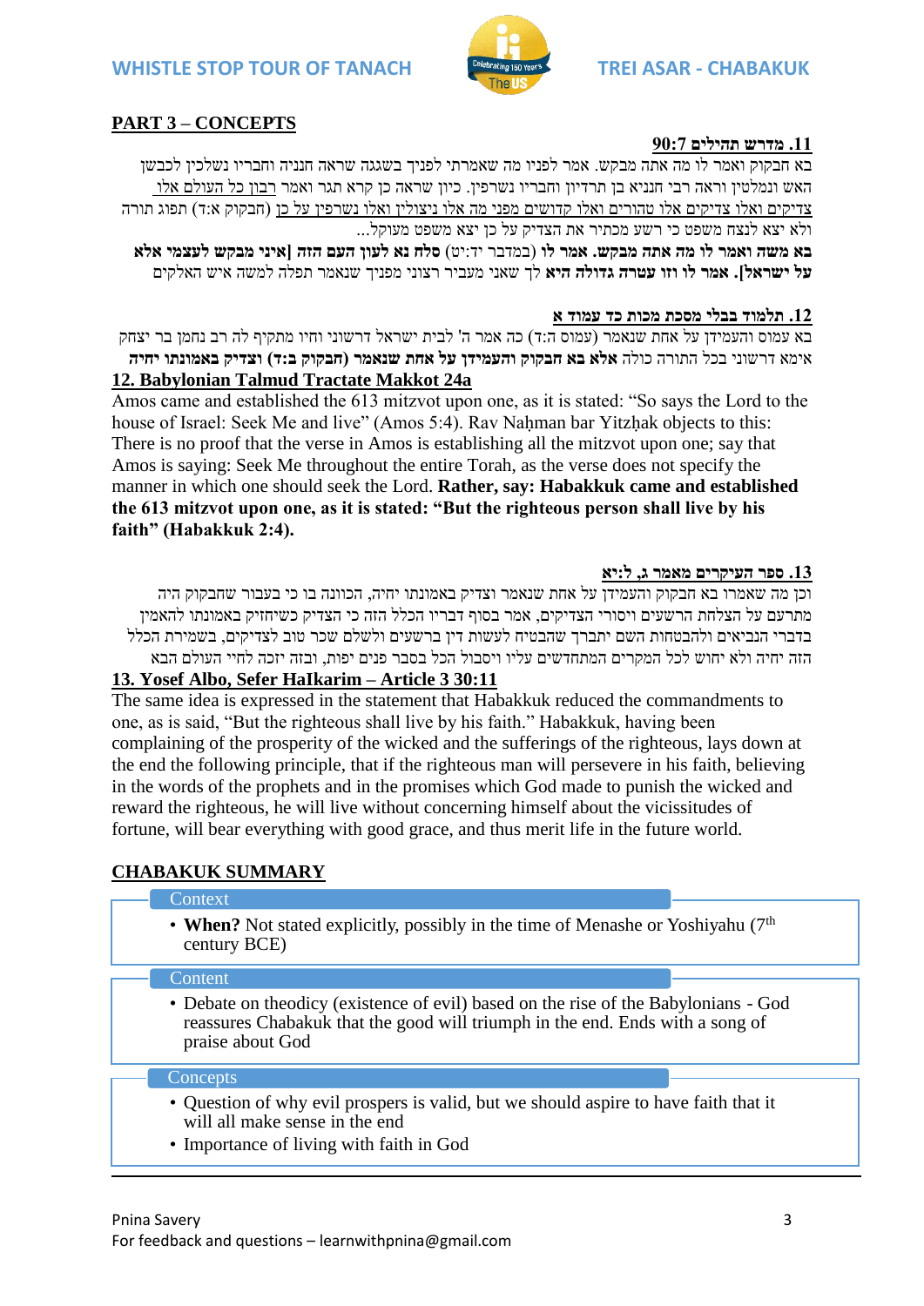## PART 3 – CONCEPTS

### 11. מדרש תהילים 90:7

בא חבקוק ואמר לו מה אתה מבקש. אמר לפניו מה שאמרתי לפניך בשגגה שראה חנניה וחבריו נשלכין לכבשן האש ונמלטין וראה רבי חנניא בן תרדיון וחבריו נשרפין. כיון שראה כן קרא תגר ואמר רבון כל העולם אלו צדיקים ואלו צדיקים אלו טהורים ואלו קדושים מפני מה אלו ניצולין ואלו נשרפין על כן (חבקוק א:ד) תפוג תורה ולא יצא לנצח משפט כי רשע מכתיר את הצדיק על כן יצא משפט מעוקל...

**בא משה ואמר לו מה אתה מבקש. אמר לו** (במדבר יד:יט) **סלח נא לעון העם הזה [איני מבקש לעצמי אלא על ישראל]. אמר לו וזו עטרה גדולה היא** לך שאני מעביר רצוני מפניך שנאמר תפלה למשה איש האלקים

### 12. תלמוד בבלי מסכת מכות כד עמוד א

בא עמוס והעמידן על אחת שנאמר (עמוס ה:ד) כה אמר ה' לבית ישראל דרשוני וחיו מתקיף לה רב נחמן בר יצחק אימא דרשוני בכל התורה כולה **אלא בא חבקוק והעמידן על אחת שנאמר (חבקוק ב:ד) וצדיק באמונתו יחיה**

**12. Babylonian Talmud Tractate Makkot 24a**

Amos came and established the 613 mitzvot upon one, as it is stated: "So says the Lord to the house of Israel: Seek Me and live" (Amos 5:4). Rav Naḥman bar Yitzḥak objects to this: There is no proof that the verse in Amos is establishing all the mitzvot upon one; say that Amos is saying: Seek Me throughout the entire Torah, as the verse does not specify the manner in which one should seek the Lord. **Rather, say: Habakkuk came and established the 613 mitzvot upon one, as it is stated: "But the righteous person shall live by his faith" (Habakkuk 2:4).**

### 13. ספר העיקרים מאמר ג, ל:יא

וכן מה שאמרו בא חבקוק והעמידן על אחת שנאמר וצדיק באמונתו יחיה, הכוונה בו כי בעבור שחבקוק היה מתרעם על הצלחת הרשעים ויסורי הצדיקים, אמר בסוף דבריו הכלל הזה כי הצדיק כשיחזיק באמונתו להאמין בדברי הנביאים ולהבטחות השם יתברך שהבטיח לעשות דין ברשעים ולשלם שכר טוב לצדיקים, בשמירת הכלל הזה יחיה ולא יחוש לכל המקרים המתחדשים עליו ויסבול הכל בסבר פנים יפות, ובזה יזכה לחיי העולם הבא

**13. Yosef Albo, Sefer HaIkarim – Article 3 30:11**

The same idea is expressed in the statement that Habakkuk reduced the commandments to one, as is said, "But the righteous shall live by his faith." Habakkuk, having been complaining of the prosperity of the wicked and the sufferings of the righteous, lays down at the end the following principle, that if the righteous man will persevere in his faith, believing in the words of the prophets and in the promises which God made to punish the wicked and reward the righteous, he will live without concerning himself about the vicissitudes of fortune, will bear everything with good grace, and thus merit life in the future world.

## CHABAKUK SUMMARY

**Context**

- **When?** Not stated explicitly, possibly in the time of Menashe or Yoshiyahu (7th century BCE)

**Content**

- Debate on theodicy (existence of evil) based on the rise of the Babylonians - God reassures Chabakuk that the good will triumph in the end. Ends with a song of praise about God

**Concepts**

- Question of why evil prospers is valid, but we should aspire to have faith that it will all make sense in the end
- Importance of living with faith in God

Pnina Savery
For feedback and questions – learnwithpnina@gmail.com